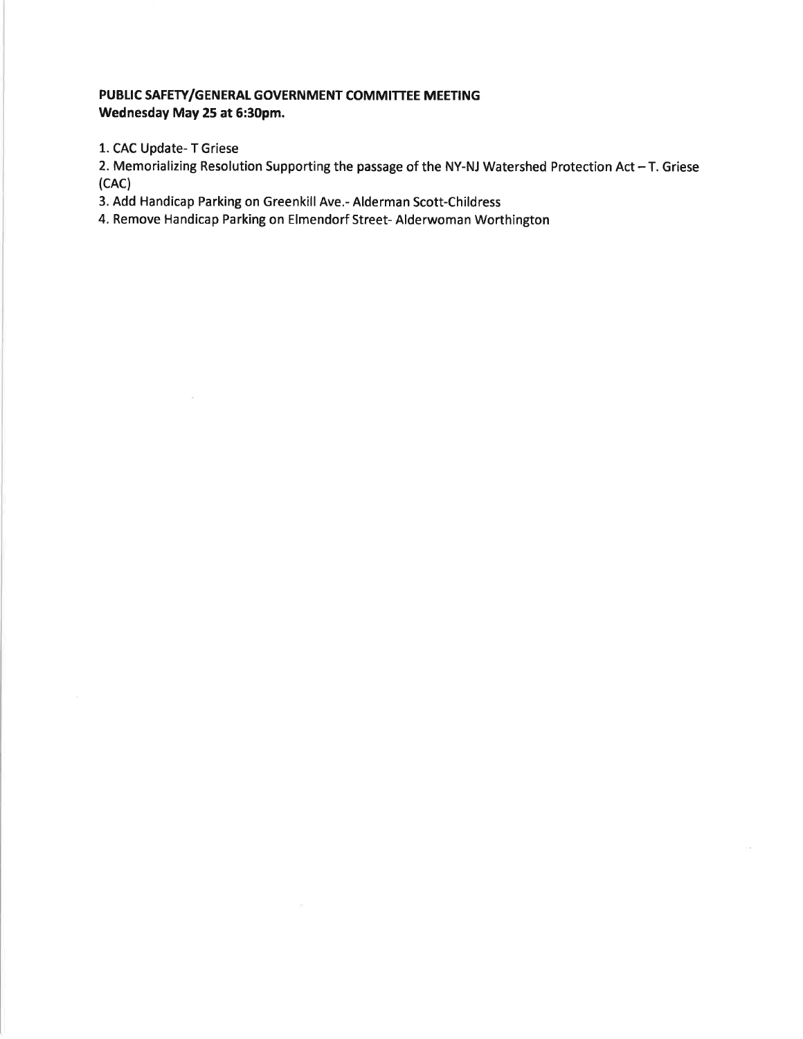**PUBLIC SAFETY/GENERAL GOVERNMENT COMMITTEE MEETING**
**Wednesday May 25 at 6:30pm.**

1. CAC Update- T Griese
2. Memorializing Resolution Supporting the passage of the NY-NJ Watershed Protection Act – T. Griese (CAC)
3. Add Handicap Parking on Greenkill Ave.- Alderman Scott-Childress
4. Remove Handicap Parking on Elmendorf Street- Alderwoman Worthington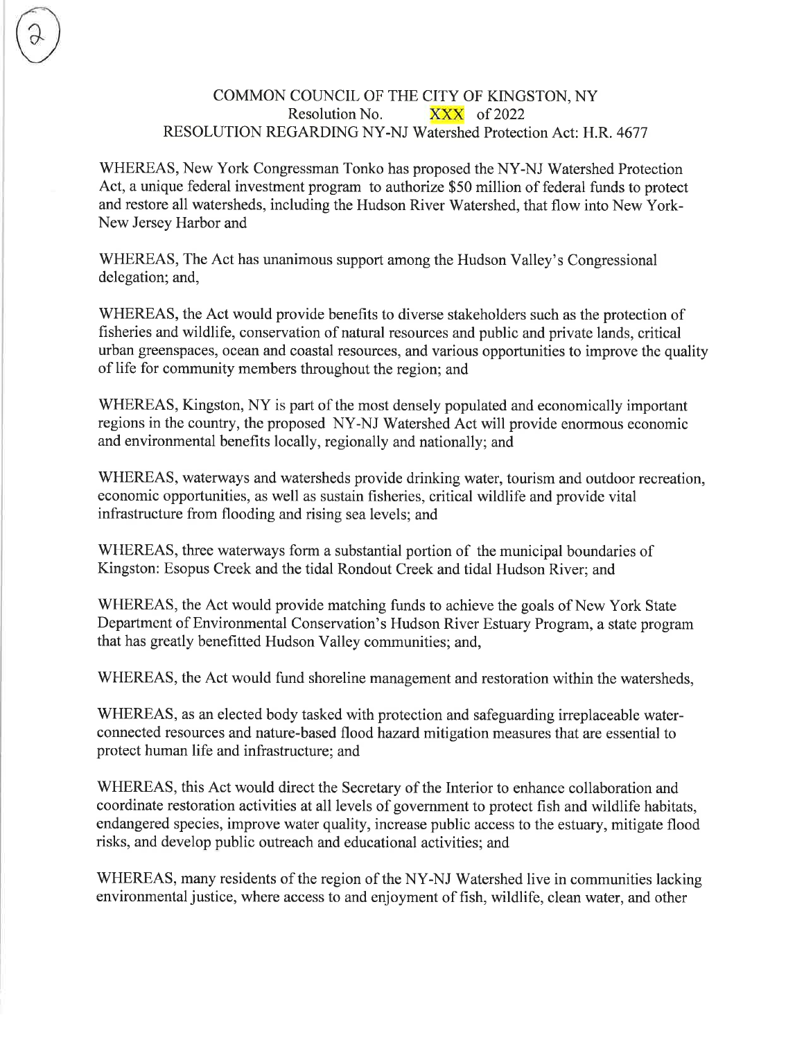COMMON COUNCIL OF THE CITY OF KINGSTON, NY
Resolution No. XXX of 2022
RESOLUTION REGARDING NY-NJ Watershed Protection Act: H.R. 4677

WHEREAS, New York Congressman Tonko has proposed the NY-NJ Watershed Protection Act, a unique federal investment program to authorize $50 million of federal funds to protect and restore all watersheds, including the Hudson River Watershed, that flow into New York-New Jersey Harbor and

WHEREAS, The Act has unanimous support among the Hudson Valley's Congressional delegation; and,

WHEREAS, the Act would provide benefits to diverse stakeholders such as the protection of fisheries and wildlife, conservation of natural resources and public and private lands, critical urban greenspaces, ocean and coastal resources, and various opportunities to improve the quality of life for community members throughout the region; and

WHEREAS, Kingston, NY is part of the most densely populated and economically important regions in the country, the proposed NY-NJ Watershed Act will provide enormous economic and environmental benefits locally, regionally and nationally; and

WHEREAS, waterways and watersheds provide drinking water, tourism and outdoor recreation, economic opportunities, as well as sustain fisheries, critical wildlife and provide vital infrastructure from flooding and rising sea levels; and

WHEREAS, three waterways form a substantial portion of the municipal boundaries of Kingston: Esopus Creek and the tidal Rondout Creek and tidal Hudson River; and

WHEREAS, the Act would provide matching funds to achieve the goals of New York State Department of Environmental Conservation's Hudson River Estuary Program, a state program that has greatly benefitted Hudson Valley communities; and,

WHEREAS, the Act would fund shoreline management and restoration within the watersheds,

WHEREAS, as an elected body tasked with protection and safeguarding irreplaceable water-connected resources and nature-based flood hazard mitigation measures that are essential to protect human life and infrastructure; and

WHEREAS, this Act would direct the Secretary of the Interior to enhance collaboration and coordinate restoration activities at all levels of government to protect fish and wildlife habitats, endangered species, improve water quality, increase public access to the estuary, mitigate flood risks, and develop public outreach and educational activities; and

WHEREAS, many residents of the region of the NY-NJ Watershed live in communities lacking environmental justice, where access to and enjoyment of fish, wildlife, clean water, and other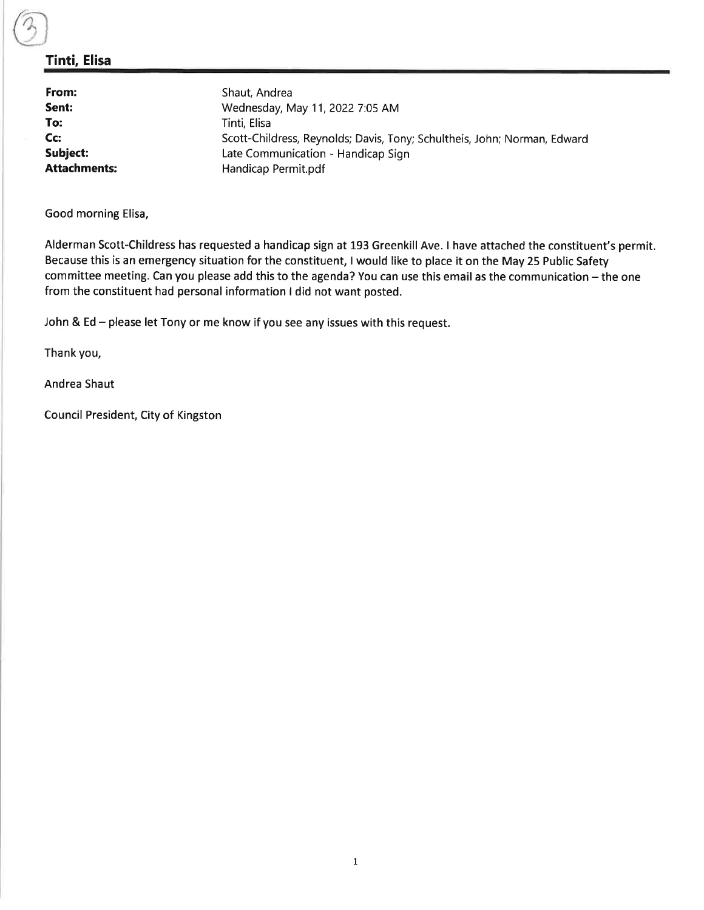## Tinti, Elisa

| | |
|---|---|
| **From:** | Shaut, Andrea |
| **Sent:** | Wednesday, May 11, 2022 7:05 AM |
| **To:** | Tinti, Elisa |
| **Cc:** | Scott-Childress, Reynolds; Davis, Tony; Schultheis, John; Norman, Edward |
| **Subject:** | Late Communication - Handicap Sign |
| **Attachments:** | Handicap Permit.pdf |

Good morning Elisa,

Alderman Scott-Childress has requested a handicap sign at 193 Greenkill Ave. I have attached the constituent's permit. Because this is an emergency situation for the constituent, I would like to place it on the May 25 Public Safety committee meeting. Can you please add this to the agenda? You can use this email as the communication – the one from the constituent had personal information I did not want posted.

John & Ed – please let Tony or me know if you see any issues with this request.

Thank you,

Andrea Shaut

Council President, City of Kingston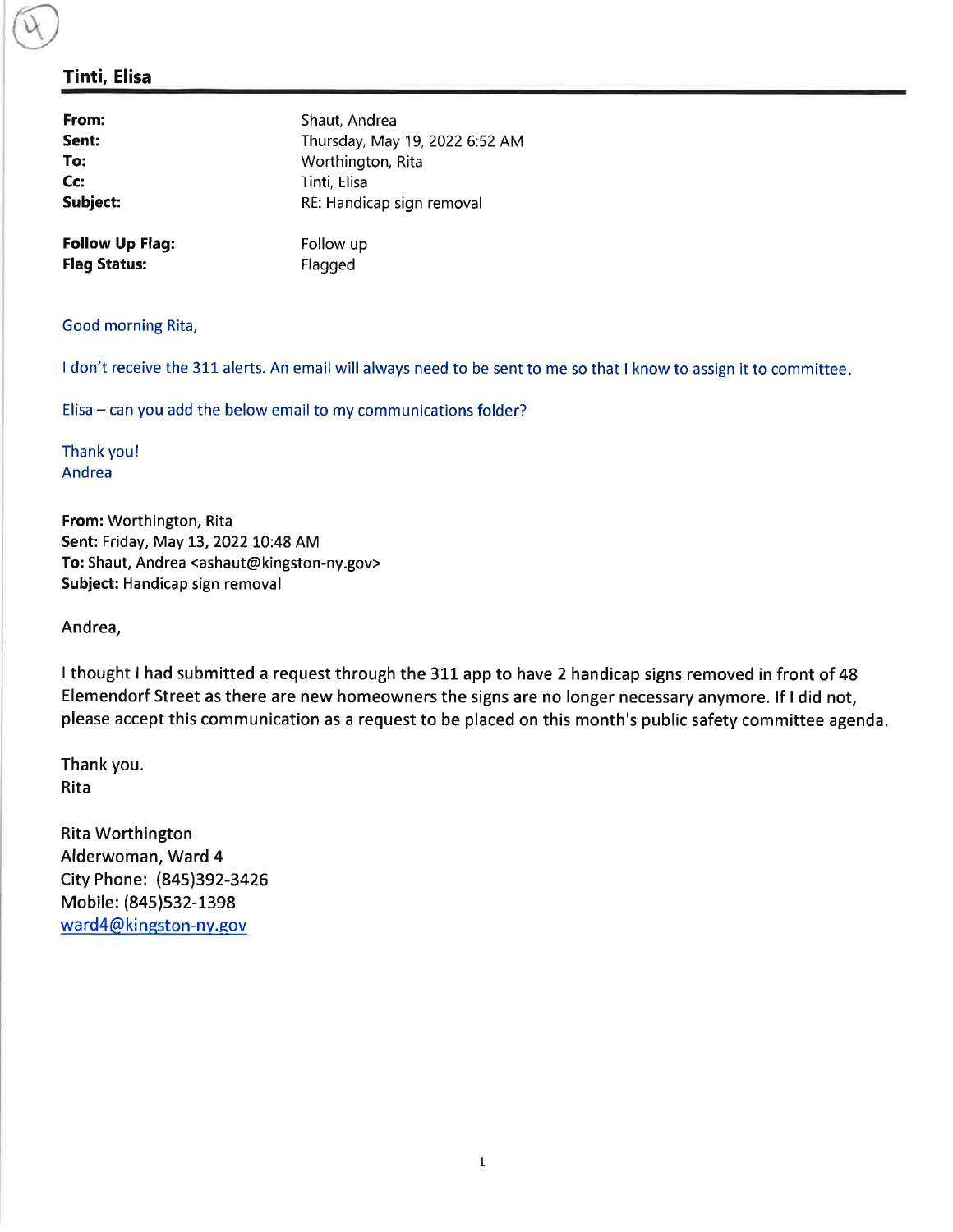(4)

## Tinti, Elisa

| | |
|---|---|
| **From:** | Shaut, Andrea |
| **Sent:** | Thursday, May 19, 2022 6:52 AM |
| **To:** | Worthington, Rita |
| **Cc:** | Tinti, Elisa |
| **Subject:** | RE: Handicap sign removal |
| | |
| **Follow Up Flag:** | Follow up |
| **Flag Status:** | Flagged |

Good morning Rita,

I don't receive the 311 alerts. An email will always need to be sent to me so that I know to assign it to committee.

Elisa – can you add the below email to my communications folder?

Thank you!
Andrea

**From:** Worthington, Rita
**Sent:** Friday, May 13, 2022 10:48 AM
**To:** Shaut, Andrea <ashaut@kingston-ny.gov>
**Subject:** Handicap sign removal

Andrea,

I thought I had submitted a request through the 311 app to have 2 handicap signs removed in front of 48 Elemendorf Street as there are new homeowners the signs are no longer necessary anymore. If I did not, please accept this communication as a request to be placed on this month's public safety committee agenda.

Thank you.
Rita

Rita Worthington
Alderwoman, Ward 4
City Phone: (845)392-3426
Mobile: (845)532-1398
ward4@kingston-ny.gov